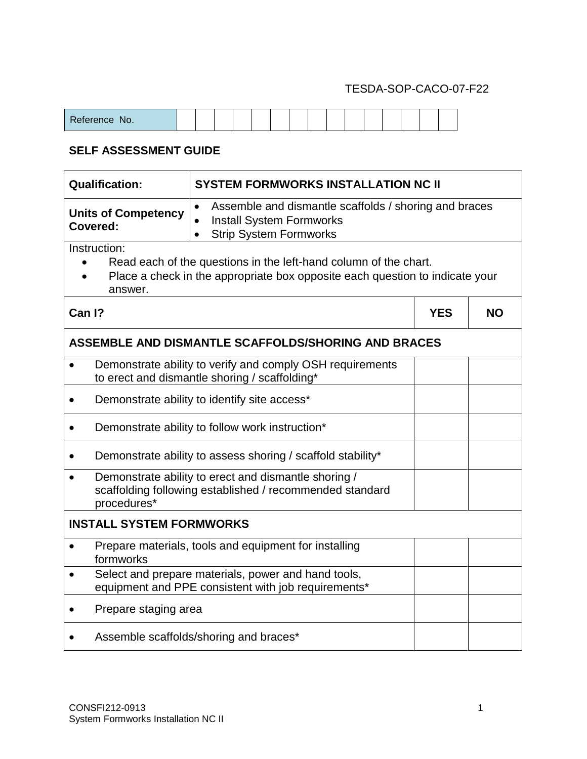TESDA-SOP-CACO-07-F22

| Reference No. | | | | | | | | | | | | | | | |
|---|---|---|---|---|---|---|---|---|---|---|---|---|---|---|---|

**SELF ASSESSMENT GUIDE**

| **Qualification:** | **SYSTEM FORMWORKS INSTALLATION NC II** |
|---|---|
| **Units of Competency Covered:** | • Assemble and dismantle scaffolds / shoring and braces<br>• Install System Formworks<br>• Strip System Formworks |

Instruction:

- Read each of the questions in the left-hand column of the chart.
- Place a check in the appropriate box opposite each question to indicate your answer.

| **Can I?** | **YES** | **NO** |
|---|---|---|
| **ASSEMBLE AND DISMANTLE SCAFFOLDS/SHORING AND BRACES** | | |
| • Demonstrate ability to verify and comply OSH requirements to erect and dismantle shoring / scaffolding* | | |
| • Demonstrate ability to identify site access* | | |
| • Demonstrate ability to follow work instruction* | | |
| • Demonstrate ability to assess shoring / scaffold stability* | | |
| • Demonstrate ability to erect and dismantle shoring / scaffolding following established / recommended standard procedures* | | |
| **INSTALL SYSTEM FORMWORKS** | | |
| • Prepare materials, tools and equipment for installing formworks | | |
| • Select and prepare materials, power and hand tools, equipment and PPE consistent with job requirements* | | |
| • Prepare staging area | | |
| • Assemble scaffolds/shoring and braces* | | |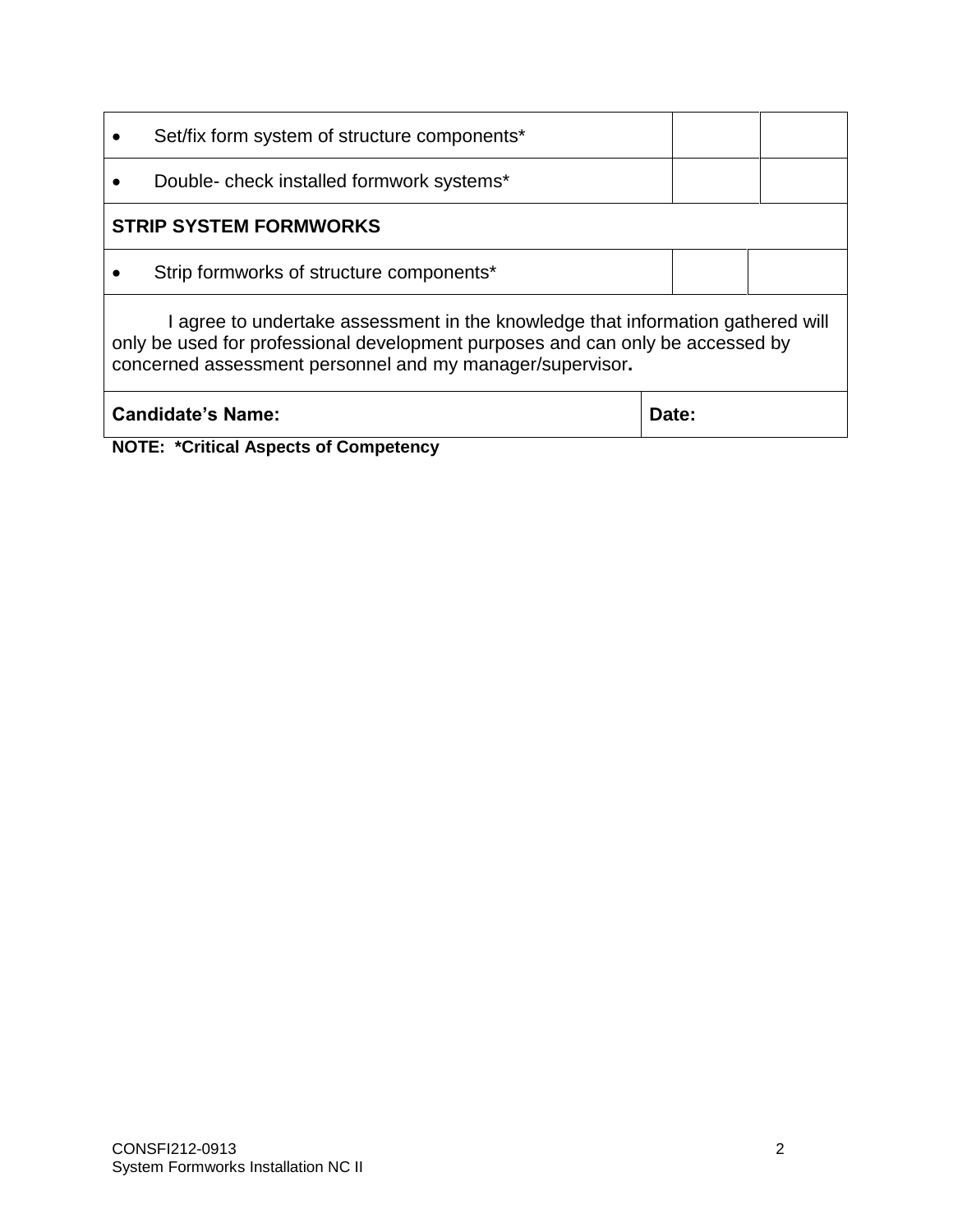| | | |
|---|---|---|
| • Set/fix form system of structure components* | | |
| • Double- check installed formwork systems* | | |
| **STRIP SYSTEM FORMWORKS** | | |
| • Strip formworks of structure components* | | |
| I agree to undertake assessment in the knowledge that information gathered will only be used for professional development purposes and can only be accessed by concerned assessment personnel and my manager/supervisor**.** | | |
| **Candidate's Name:** | **Date:** | |

**NOTE: *Critical Aspects of Competency**

CONSFI212-0913
System Formworks Installation NC II